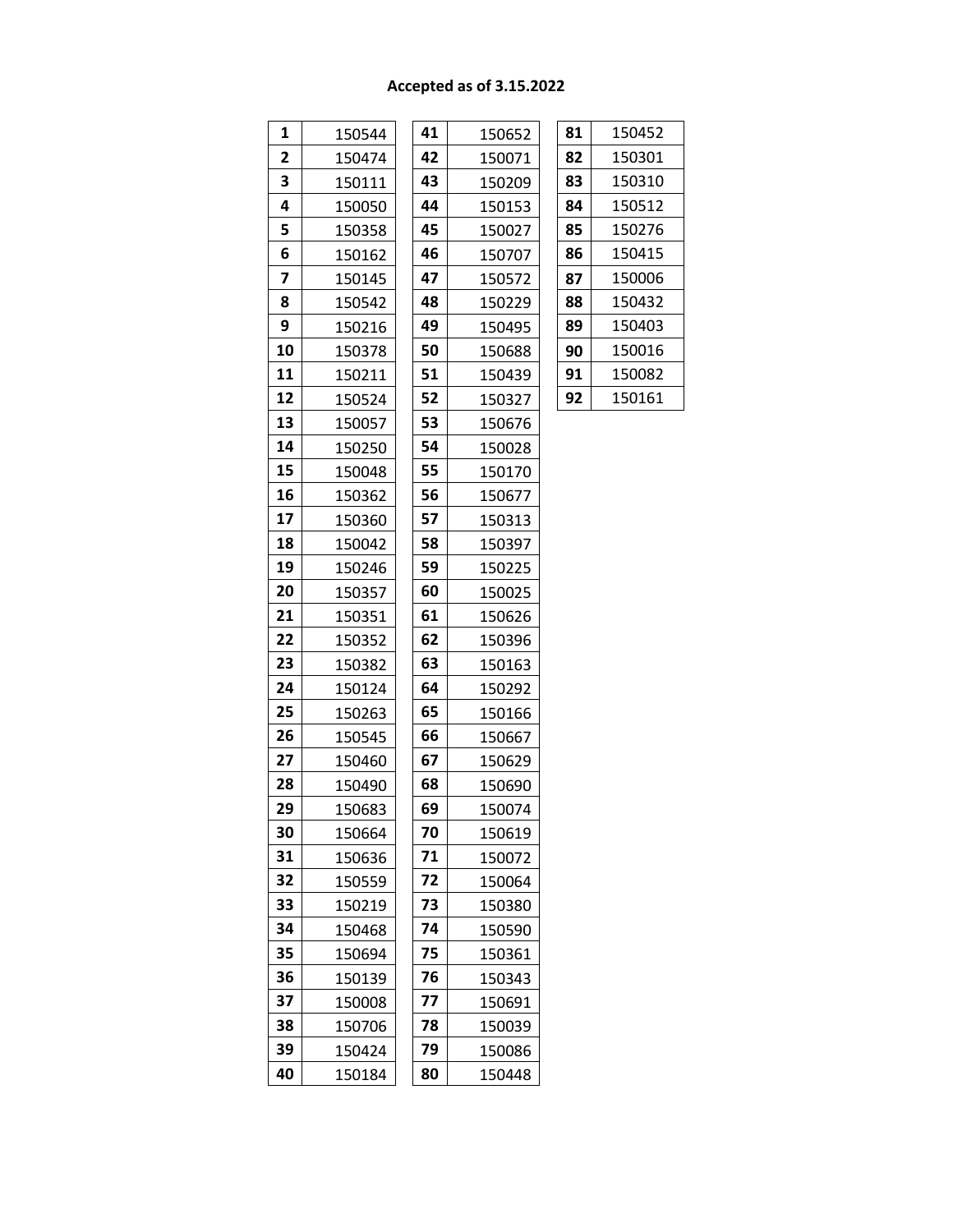**Accepted as of 3.15.2022**

| # | ID |
|---|---|
| 1 | 150544 |
| 2 | 150474 |
| 3 | 150111 |
| 4 | 150050 |
| 5 | 150358 |
| 6 | 150162 |
| 7 | 150145 |
| 8 | 150542 |
| 9 | 150216 |
| 10 | 150378 |
| 11 | 150211 |
| 12 | 150524 |
| 13 | 150057 |
| 14 | 150250 |
| 15 | 150048 |
| 16 | 150362 |
| 17 | 150360 |
| 18 | 150042 |
| 19 | 150246 |
| 20 | 150357 |
| 21 | 150351 |
| 22 | 150352 |
| 23 | 150382 |
| 24 | 150124 |
| 25 | 150263 |
| 26 | 150545 |
| 27 | 150460 |
| 28 | 150490 |
| 29 | 150683 |
| 30 | 150664 |
| 31 | 150636 |
| 32 | 150559 |
| 33 | 150219 |
| 34 | 150468 |
| 35 | 150694 |
| 36 | 150139 |
| 37 | 150008 |
| 38 | 150706 |
| 39 | 150424 |
| 40 | 150184 |
| 41 | 150652 |
| 42 | 150071 |
| 43 | 150209 |
| 44 | 150153 |
| 45 | 150027 |
| 46 | 150707 |
| 47 | 150572 |
| 48 | 150229 |
| 49 | 150495 |
| 50 | 150688 |
| 51 | 150439 |
| 52 | 150327 |
| 53 | 150676 |
| 54 | 150028 |
| 55 | 150170 |
| 56 | 150677 |
| 57 | 150313 |
| 58 | 150397 |
| 59 | 150225 |
| 60 | 150025 |
| 61 | 150626 |
| 62 | 150396 |
| 63 | 150163 |
| 64 | 150292 |
| 65 | 150166 |
| 66 | 150667 |
| 67 | 150629 |
| 68 | 150690 |
| 69 | 150074 |
| 70 | 150619 |
| 71 | 150072 |
| 72 | 150064 |
| 73 | 150380 |
| 74 | 150590 |
| 75 | 150361 |
| 76 | 150343 |
| 77 | 150691 |
| 78 | 150039 |
| 79 | 150086 |
| 80 | 150448 |
| 81 | 150452 |
| 82 | 150301 |
| 83 | 150310 |
| 84 | 150512 |
| 85 | 150276 |
| 86 | 150415 |
| 87 | 150006 |
| 88 | 150432 |
| 89 | 150403 |
| 90 | 150016 |
| 91 | 150082 |
| 92 | 150161 |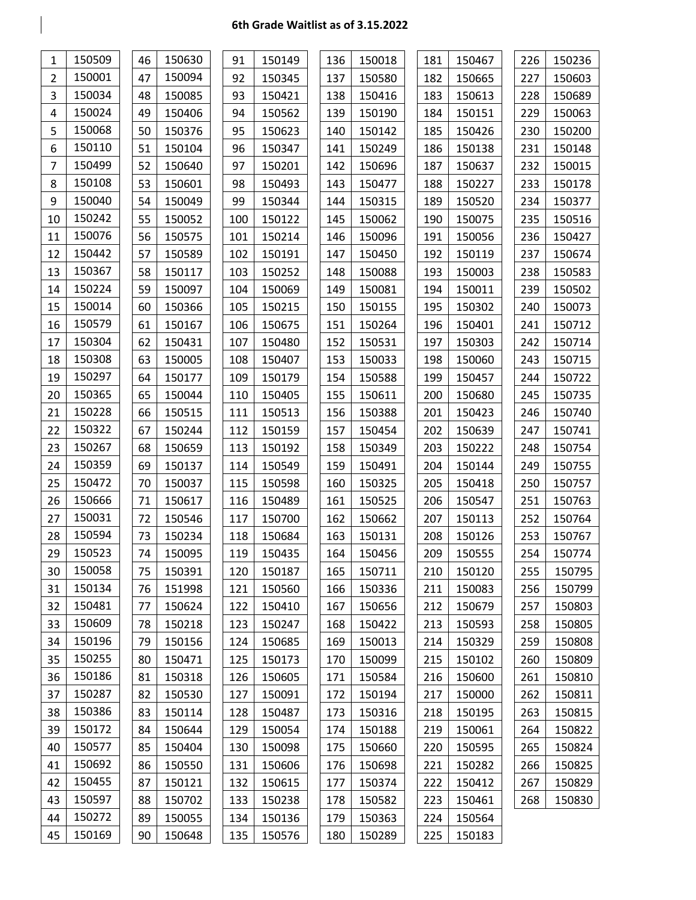**6th Grade Waitlist as of 3.15.2022**

| # | ID | # | ID | # | ID | # | ID | # | ID | # | ID |
|---|---|---|---|---|---|---|---|---|---|---|---|
| 1 | 150509 | 46 | 150630 | 91 | 150149 | 136 | 150018 | 181 | 150467 | 226 | 150236 |
| 2 | 150001 | 47 | 150094 | 92 | 150345 | 137 | 150580 | 182 | 150665 | 227 | 150603 |
| 3 | 150034 | 48 | 150085 | 93 | 150421 | 138 | 150416 | 183 | 150613 | 228 | 150689 |
| 4 | 150024 | 49 | 150406 | 94 | 150562 | 139 | 150190 | 184 | 150151 | 229 | 150063 |
| 5 | 150068 | 50 | 150376 | 95 | 150623 | 140 | 150142 | 185 | 150426 | 230 | 150200 |
| 6 | 150110 | 51 | 150104 | 96 | 150347 | 141 | 150249 | 186 | 150138 | 231 | 150148 |
| 7 | 150499 | 52 | 150640 | 97 | 150201 | 142 | 150696 | 187 | 150637 | 232 | 150015 |
| 8 | 150108 | 53 | 150601 | 98 | 150493 | 143 | 150477 | 188 | 150227 | 233 | 150178 |
| 9 | 150040 | 54 | 150049 | 99 | 150344 | 144 | 150315 | 189 | 150520 | 234 | 150377 |
| 10 | 150242 | 55 | 150052 | 100 | 150122 | 145 | 150062 | 190 | 150075 | 235 | 150516 |
| 11 | 150076 | 56 | 150575 | 101 | 150214 | 146 | 150096 | 191 | 150056 | 236 | 150427 |
| 12 | 150442 | 57 | 150589 | 102 | 150191 | 147 | 150450 | 192 | 150119 | 237 | 150674 |
| 13 | 150367 | 58 | 150117 | 103 | 150252 | 148 | 150088 | 193 | 150003 | 238 | 150583 |
| 14 | 150224 | 59 | 150097 | 104 | 150069 | 149 | 150081 | 194 | 150011 | 239 | 150502 |
| 15 | 150014 | 60 | 150366 | 105 | 150215 | 150 | 150155 | 195 | 150302 | 240 | 150073 |
| 16 | 150579 | 61 | 150167 | 106 | 150675 | 151 | 150264 | 196 | 150401 | 241 | 150712 |
| 17 | 150304 | 62 | 150431 | 107 | 150480 | 152 | 150531 | 197 | 150303 | 242 | 150714 |
| 18 | 150308 | 63 | 150005 | 108 | 150407 | 153 | 150033 | 198 | 150060 | 243 | 150715 |
| 19 | 150297 | 64 | 150177 | 109 | 150179 | 154 | 150588 | 199 | 150457 | 244 | 150722 |
| 20 | 150365 | 65 | 150044 | 110 | 150405 | 155 | 150611 | 200 | 150680 | 245 | 150735 |
| 21 | 150228 | 66 | 150515 | 111 | 150513 | 156 | 150388 | 201 | 150423 | 246 | 150740 |
| 22 | 150322 | 67 | 150244 | 112 | 150159 | 157 | 150454 | 202 | 150639 | 247 | 150741 |
| 23 | 150267 | 68 | 150659 | 113 | 150192 | 158 | 150349 | 203 | 150222 | 248 | 150754 |
| 24 | 150359 | 69 | 150137 | 114 | 150549 | 159 | 150491 | 204 | 150144 | 249 | 150755 |
| 25 | 150472 | 70 | 150037 | 115 | 150598 | 160 | 150325 | 205 | 150418 | 250 | 150757 |
| 26 | 150666 | 71 | 150617 | 116 | 150489 | 161 | 150525 | 206 | 150547 | 251 | 150763 |
| 27 | 150031 | 72 | 150546 | 117 | 150700 | 162 | 150662 | 207 | 150113 | 252 | 150764 |
| 28 | 150594 | 73 | 150234 | 118 | 150684 | 163 | 150131 | 208 | 150126 | 253 | 150767 |
| 29 | 150523 | 74 | 150095 | 119 | 150435 | 164 | 150456 | 209 | 150555 | 254 | 150774 |
| 30 | 150058 | 75 | 150391 | 120 | 150187 | 165 | 150711 | 210 | 150120 | 255 | 150795 |
| 31 | 150134 | 76 | 151998 | 121 | 150560 | 166 | 150336 | 211 | 150083 | 256 | 150799 |
| 32 | 150481 | 77 | 150624 | 122 | 150410 | 167 | 150656 | 212 | 150679 | 257 | 150803 |
| 33 | 150609 | 78 | 150218 | 123 | 150247 | 168 | 150422 | 213 | 150593 | 258 | 150805 |
| 34 | 150196 | 79 | 150156 | 124 | 150685 | 169 | 150013 | 214 | 150329 | 259 | 150808 |
| 35 | 150255 | 80 | 150471 | 125 | 150173 | 170 | 150099 | 215 | 150102 | 260 | 150809 |
| 36 | 150186 | 81 | 150318 | 126 | 150605 | 171 | 150584 | 216 | 150600 | 261 | 150810 |
| 37 | 150287 | 82 | 150530 | 127 | 150091 | 172 | 150194 | 217 | 150000 | 262 | 150811 |
| 38 | 150386 | 83 | 150114 | 128 | 150487 | 173 | 150316 | 218 | 150195 | 263 | 150815 |
| 39 | 150172 | 84 | 150644 | 129 | 150054 | 174 | 150188 | 219 | 150061 | 264 | 150822 |
| 40 | 150577 | 85 | 150404 | 130 | 150098 | 175 | 150660 | 220 | 150595 | 265 | 150824 |
| 41 | 150692 | 86 | 150550 | 131 | 150606 | 176 | 150698 | 221 | 150282 | 266 | 150825 |
| 42 | 150455 | 87 | 150121 | 132 | 150615 | 177 | 150374 | 222 | 150412 | 267 | 150829 |
| 43 | 150597 | 88 | 150702 | 133 | 150238 | 178 | 150582 | 223 | 150461 | 268 | 150830 |
| 44 | 150272 | 89 | 150055 | 134 | 150136 | 179 | 150363 | 224 | 150564 | | |
| 45 | 150169 | 90 | 150648 | 135 | 150576 | 180 | 150289 | 225 | 150183 | | |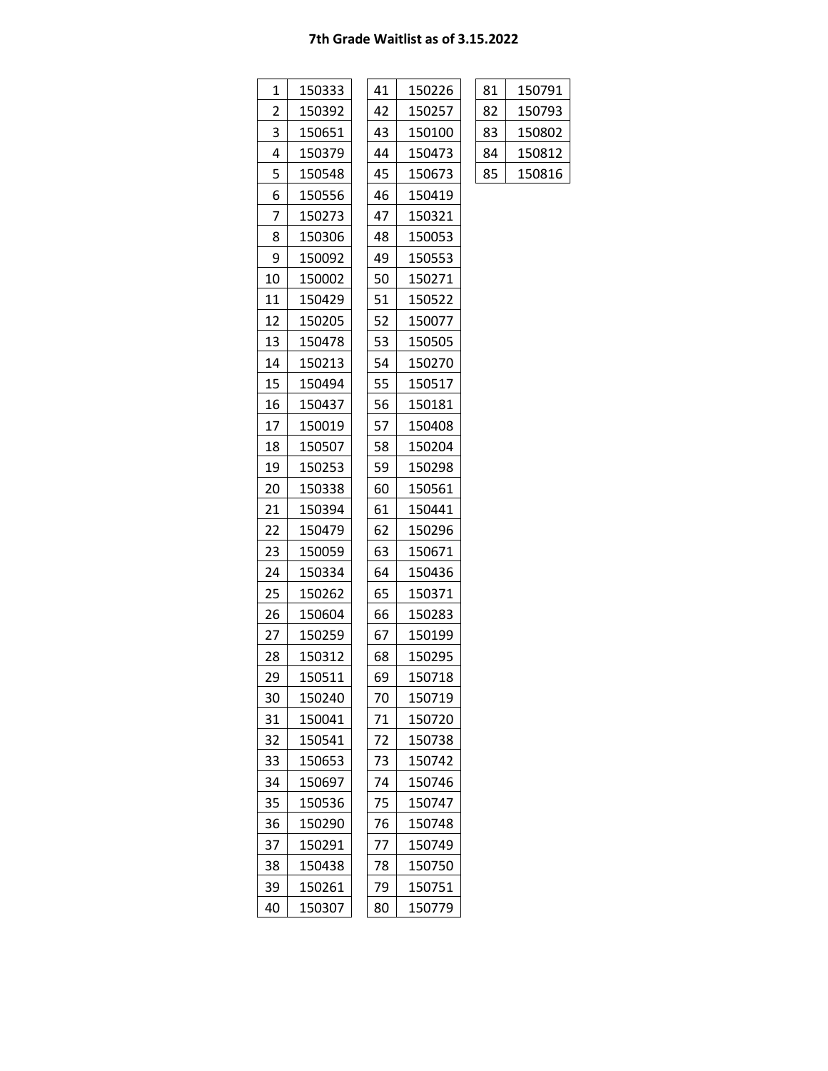# 7th Grade Waitlist as of 3.15.2022

| | |
|---|---|
| 1 | 150333 |
| 2 | 150392 |
| 3 | 150651 |
| 4 | 150379 |
| 5 | 150548 |
| 6 | 150556 |
| 7 | 150273 |
| 8 | 150306 |
| 9 | 150092 |
| 10 | 150002 |
| 11 | 150429 |
| 12 | 150205 |
| 13 | 150478 |
| 14 | 150213 |
| 15 | 150494 |
| 16 | 150437 |
| 17 | 150019 |
| 18 | 150507 |
| 19 | 150253 |
| 20 | 150338 |
| 21 | 150394 |
| 22 | 150479 |
| 23 | 150059 |
| 24 | 150334 |
| 25 | 150262 |
| 26 | 150604 |
| 27 | 150259 |
| 28 | 150312 |
| 29 | 150511 |
| 30 | 150240 |
| 31 | 150041 |
| 32 | 150541 |
| 33 | 150653 |
| 34 | 150697 |
| 35 | 150536 |
| 36 | 150290 |
| 37 | 150291 |
| 38 | 150438 |
| 39 | 150261 |
| 40 | 150307 |
| 41 | 150226 |
| 42 | 150257 |
| 43 | 150100 |
| 44 | 150473 |
| 45 | 150673 |
| 46 | 150419 |
| 47 | 150321 |
| 48 | 150053 |
| 49 | 150553 |
| 50 | 150271 |
| 51 | 150522 |
| 52 | 150077 |
| 53 | 150505 |
| 54 | 150270 |
| 55 | 150517 |
| 56 | 150181 |
| 57 | 150408 |
| 58 | 150204 |
| 59 | 150298 |
| 60 | 150561 |
| 61 | 150441 |
| 62 | 150296 |
| 63 | 150671 |
| 64 | 150436 |
| 65 | 150371 |
| 66 | 150283 |
| 67 | 150199 |
| 68 | 150295 |
| 69 | 150718 |
| 70 | 150719 |
| 71 | 150720 |
| 72 | 150738 |
| 73 | 150742 |
| 74 | 150746 |
| 75 | 150747 |
| 76 | 150748 |
| 77 | 150749 |
| 78 | 150750 |
| 79 | 150751 |
| 80 | 150779 |
| 81 | 150791 |
| 82 | 150793 |
| 83 | 150802 |
| 84 | 150812 |
| 85 | 150816 |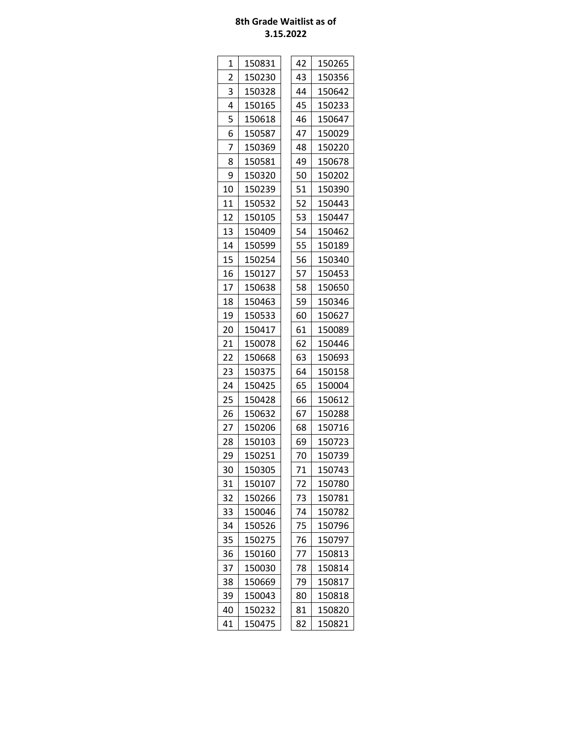**8th Grade Waitlist as of 3.15.2022**

| | |
|---|---|
| 1 | 150831 |
| 2 | 150230 |
| 3 | 150328 |
| 4 | 150165 |
| 5 | 150618 |
| 6 | 150587 |
| 7 | 150369 |
| 8 | 150581 |
| 9 | 150320 |
| 10 | 150239 |
| 11 | 150532 |
| 12 | 150105 |
| 13 | 150409 |
| 14 | 150599 |
| 15 | 150254 |
| 16 | 150127 |
| 17 | 150638 |
| 18 | 150463 |
| 19 | 150533 |
| 20 | 150417 |
| 21 | 150078 |
| 22 | 150668 |
| 23 | 150375 |
| 24 | 150425 |
| 25 | 150428 |
| 26 | 150632 |
| 27 | 150206 |
| 28 | 150103 |
| 29 | 150251 |
| 30 | 150305 |
| 31 | 150107 |
| 32 | 150266 |
| 33 | 150046 |
| 34 | 150526 |
| 35 | 150275 |
| 36 | 150160 |
| 37 | 150030 |
| 38 | 150669 |
| 39 | 150043 |
| 40 | 150232 |
| 41 | 150475 |
| 42 | 150265 |
| 43 | 150356 |
| 44 | 150642 |
| 45 | 150233 |
| 46 | 150647 |
| 47 | 150029 |
| 48 | 150220 |
| 49 | 150678 |
| 50 | 150202 |
| 51 | 150390 |
| 52 | 150443 |
| 53 | 150447 |
| 54 | 150462 |
| 55 | 150189 |
| 56 | 150340 |
| 57 | 150453 |
| 58 | 150650 |
| 59 | 150346 |
| 60 | 150627 |
| 61 | 150089 |
| 62 | 150446 |
| 63 | 150693 |
| 64 | 150158 |
| 65 | 150004 |
| 66 | 150612 |
| 67 | 150288 |
| 68 | 150716 |
| 69 | 150723 |
| 70 | 150739 |
| 71 | 150743 |
| 72 | 150780 |
| 73 | 150781 |
| 74 | 150782 |
| 75 | 150796 |
| 76 | 150797 |
| 77 | 150813 |
| 78 | 150814 |
| 79 | 150817 |
| 80 | 150818 |
| 81 | 150820 |
| 82 | 150821 |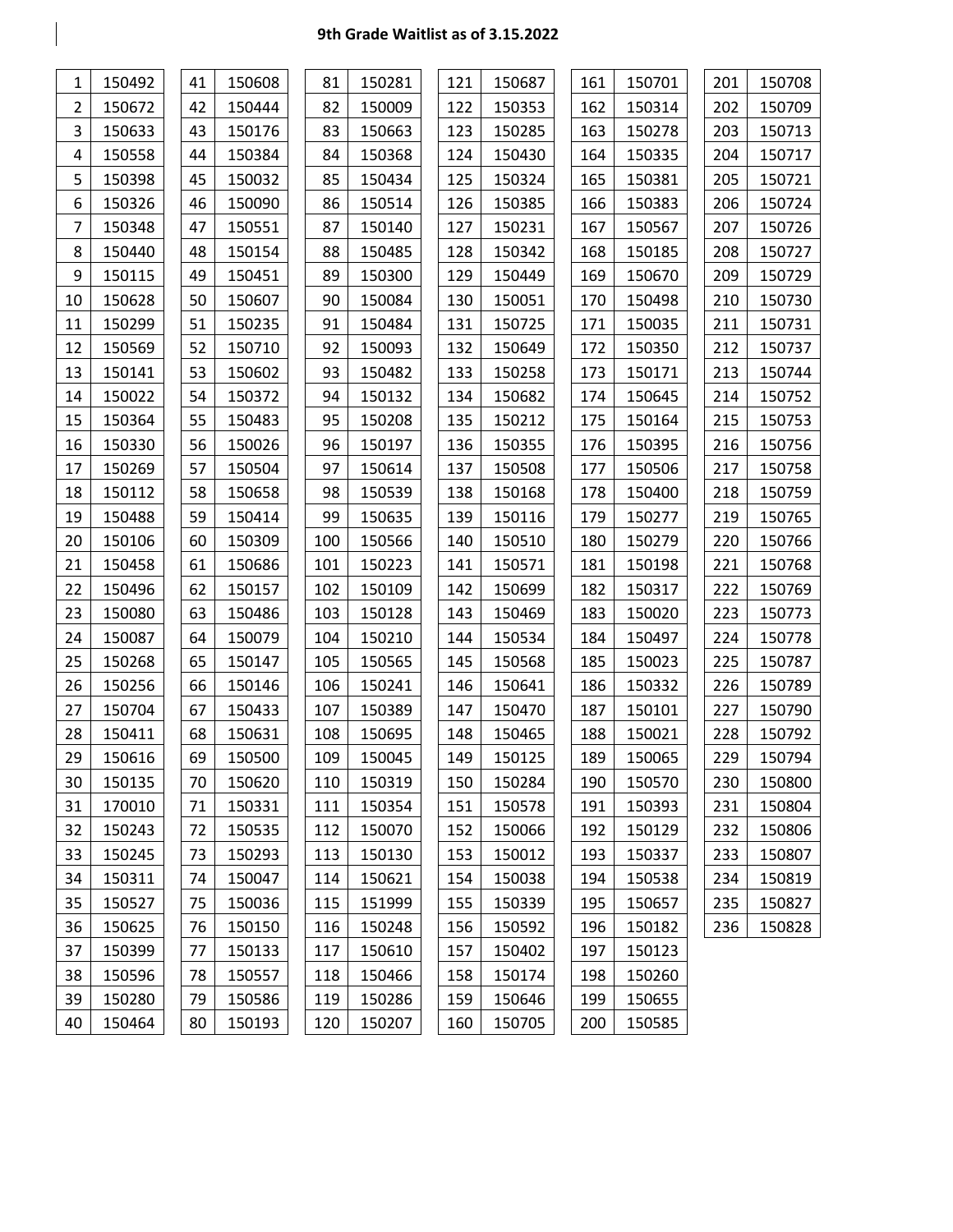**9th Grade Waitlist as of 3.15.2022**

| # | ID | # | ID | # | ID | # | ID | # | ID | # | ID |
|---|---|---|---|---|---|---|---|---|---|---|---|
| 1 | 150492 | 41 | 150608 | 81 | 150281 | 121 | 150687 | 161 | 150701 | 201 | 150708 |
| 2 | 150672 | 42 | 150444 | 82 | 150009 | 122 | 150353 | 162 | 150314 | 202 | 150709 |
| 3 | 150633 | 43 | 150176 | 83 | 150663 | 123 | 150285 | 163 | 150278 | 203 | 150713 |
| 4 | 150558 | 44 | 150384 | 84 | 150368 | 124 | 150430 | 164 | 150335 | 204 | 150717 |
| 5 | 150398 | 45 | 150032 | 85 | 150434 | 125 | 150324 | 165 | 150381 | 205 | 150721 |
| 6 | 150326 | 46 | 150090 | 86 | 150514 | 126 | 150385 | 166 | 150383 | 206 | 150724 |
| 7 | 150348 | 47 | 150551 | 87 | 150140 | 127 | 150231 | 167 | 150567 | 207 | 150726 |
| 8 | 150440 | 48 | 150154 | 88 | 150485 | 128 | 150342 | 168 | 150185 | 208 | 150727 |
| 9 | 150115 | 49 | 150451 | 89 | 150300 | 129 | 150449 | 169 | 150670 | 209 | 150729 |
| 10 | 150628 | 50 | 150607 | 90 | 150084 | 130 | 150051 | 170 | 150498 | 210 | 150730 |
| 11 | 150299 | 51 | 150235 | 91 | 150484 | 131 | 150725 | 171 | 150035 | 211 | 150731 |
| 12 | 150569 | 52 | 150710 | 92 | 150093 | 132 | 150649 | 172 | 150350 | 212 | 150737 |
| 13 | 150141 | 53 | 150602 | 93 | 150482 | 133 | 150258 | 173 | 150171 | 213 | 150744 |
| 14 | 150022 | 54 | 150372 | 94 | 150132 | 134 | 150682 | 174 | 150645 | 214 | 150752 |
| 15 | 150364 | 55 | 150483 | 95 | 150208 | 135 | 150212 | 175 | 150164 | 215 | 150753 |
| 16 | 150330 | 56 | 150026 | 96 | 150197 | 136 | 150355 | 176 | 150395 | 216 | 150756 |
| 17 | 150269 | 57 | 150504 | 97 | 150614 | 137 | 150508 | 177 | 150506 | 217 | 150758 |
| 18 | 150112 | 58 | 150658 | 98 | 150539 | 138 | 150168 | 178 | 150400 | 218 | 150759 |
| 19 | 150488 | 59 | 150414 | 99 | 150635 | 139 | 150116 | 179 | 150277 | 219 | 150765 |
| 20 | 150106 | 60 | 150309 | 100 | 150566 | 140 | 150510 | 180 | 150279 | 220 | 150766 |
| 21 | 150458 | 61 | 150686 | 101 | 150223 | 141 | 150571 | 181 | 150198 | 221 | 150768 |
| 22 | 150496 | 62 | 150157 | 102 | 150109 | 142 | 150699 | 182 | 150317 | 222 | 150769 |
| 23 | 150080 | 63 | 150486 | 103 | 150128 | 143 | 150469 | 183 | 150020 | 223 | 150773 |
| 24 | 150087 | 64 | 150079 | 104 | 150210 | 144 | 150534 | 184 | 150497 | 224 | 150778 |
| 25 | 150268 | 65 | 150147 | 105 | 150565 | 145 | 150568 | 185 | 150023 | 225 | 150787 |
| 26 | 150256 | 66 | 150146 | 106 | 150241 | 146 | 150641 | 186 | 150332 | 226 | 150789 |
| 27 | 150704 | 67 | 150433 | 107 | 150389 | 147 | 150470 | 187 | 150101 | 227 | 150790 |
| 28 | 150411 | 68 | 150631 | 108 | 150695 | 148 | 150465 | 188 | 150021 | 228 | 150792 |
| 29 | 150616 | 69 | 150500 | 109 | 150045 | 149 | 150125 | 189 | 150065 | 229 | 150794 |
| 30 | 150135 | 70 | 150620 | 110 | 150319 | 150 | 150284 | 190 | 150570 | 230 | 150800 |
| 31 | 170010 | 71 | 150331 | 111 | 150354 | 151 | 150578 | 191 | 150393 | 231 | 150804 |
| 32 | 150243 | 72 | 150535 | 112 | 150070 | 152 | 150066 | 192 | 150129 | 232 | 150806 |
| 33 | 150245 | 73 | 150293 | 113 | 150130 | 153 | 150012 | 193 | 150337 | 233 | 150807 |
| 34 | 150311 | 74 | 150047 | 114 | 150621 | 154 | 150038 | 194 | 150538 | 234 | 150819 |
| 35 | 150527 | 75 | 150036 | 115 | 151999 | 155 | 150339 | 195 | 150657 | 235 | 150827 |
| 36 | 150625 | 76 | 150150 | 116 | 150248 | 156 | 150592 | 196 | 150182 | 236 | 150828 |
| 37 | 150399 | 77 | 150133 | 117 | 150610 | 157 | 150402 | 197 | 150123 | | |
| 38 | 150596 | 78 | 150557 | 118 | 150466 | 158 | 150174 | 198 | 150260 | | |
| 39 | 150280 | 79 | 150586 | 119 | 150286 | 159 | 150646 | 199 | 150655 | | |
| 40 | 150464 | 80 | 150193 | 120 | 150207 | 160 | 150705 | 200 | 150585 | | |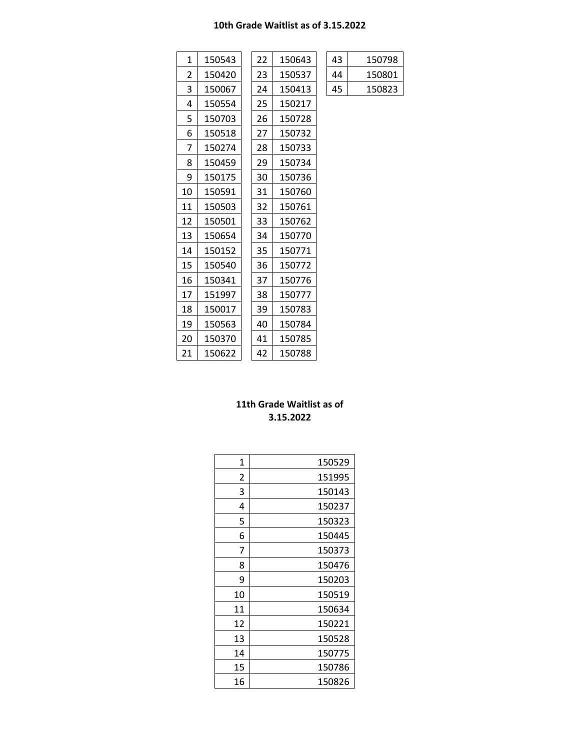**10th Grade Waitlist as of 3.15.2022**

| | | | | | |
|---|---|---|---|---|---|
| 1 | 150543 | 22 | 150643 | 43 | 150798 |
| 2 | 150420 | 23 | 150537 | 44 | 150801 |
| 3 | 150067 | 24 | 150413 | 45 | 150823 |
| 4 | 150554 | 25 | 150217 | | |
| 5 | 150703 | 26 | 150728 | | |
| 6 | 150518 | 27 | 150732 | | |
| 7 | 150274 | 28 | 150733 | | |
| 8 | 150459 | 29 | 150734 | | |
| 9 | 150175 | 30 | 150736 | | |
| 10 | 150591 | 31 | 150760 | | |
| 11 | 150503 | 32 | 150761 | | |
| 12 | 150501 | 33 | 150762 | | |
| 13 | 150654 | 34 | 150770 | | |
| 14 | 150152 | 35 | 150771 | | |
| 15 | 150540 | 36 | 150772 | | |
| 16 | 150341 | 37 | 150776 | | |
| 17 | 151997 | 38 | 150777 | | |
| 18 | 150017 | 39 | 150783 | | |
| 19 | 150563 | 40 | 150784 | | |
| 20 | 150370 | 41 | 150785 | | |
| 21 | 150622 | 42 | 150788 | | |

**11th Grade Waitlist as of 3.15.2022**

| | |
|---|---|
| 1 | 150529 |
| 2 | 151995 |
| 3 | 150143 |
| 4 | 150237 |
| 5 | 150323 |
| 6 | 150445 |
| 7 | 150373 |
| 8 | 150476 |
| 9 | 150203 |
| 10 | 150519 |
| 11 | 150634 |
| 12 | 150221 |
| 13 | 150528 |
| 14 | 150775 |
| 15 | 150786 |
| 16 | 150826 |